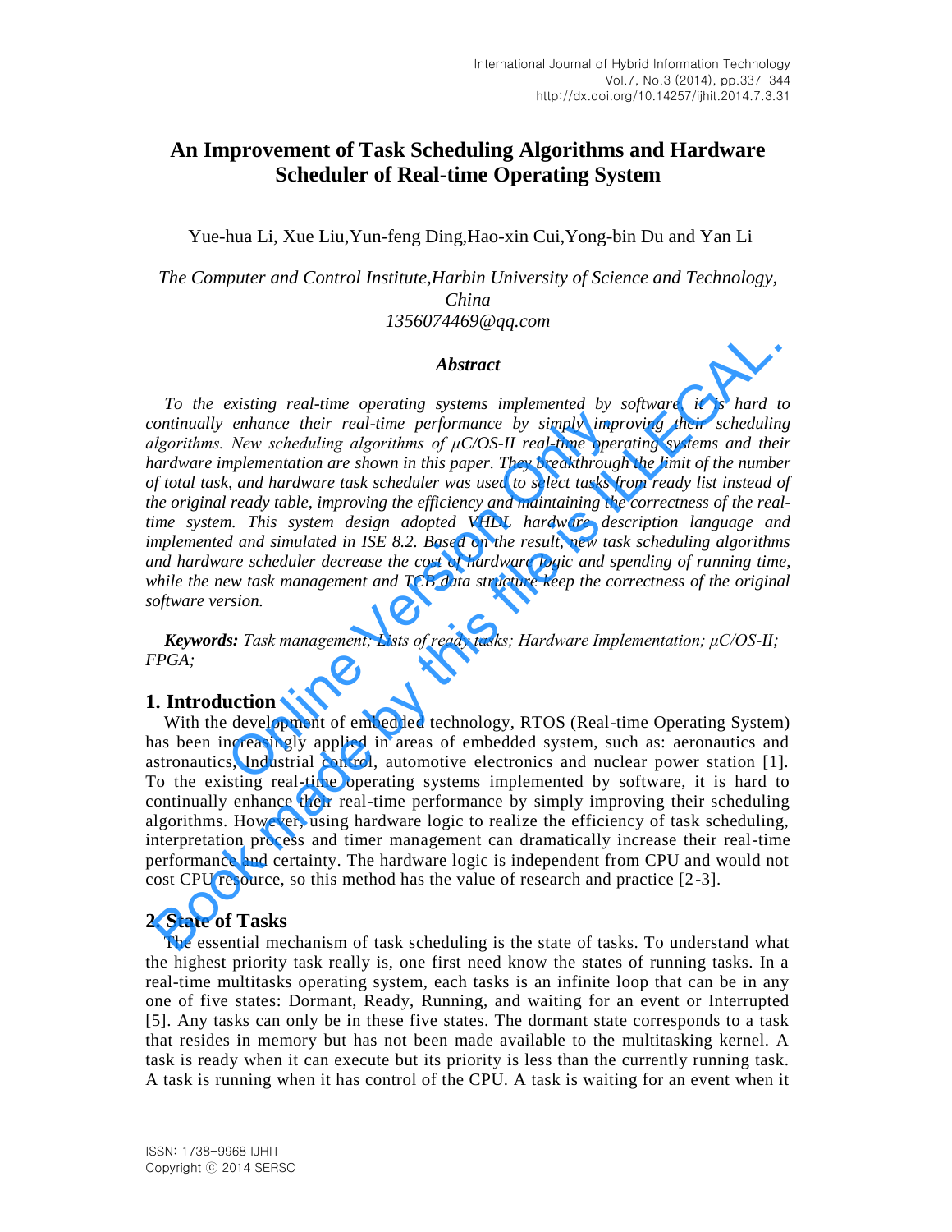# An Improvement of Task Scheduling Algorithms and Hardware Scheduler of Real-time Operating System

Yue-hua Li, Xue Liu,Yun-feng Ding,Hao-xin Cui,Yong-bin Du and Yan Li

*The Computer and Control Institute,Harbin University of Science and Technology, China*
*1356074469@qq.com*

***Abstract***

*To the existing real-time operating systems implemented by software, it is hard to continually enhance their real-time performance by simply improving their scheduling algorithms. New scheduling algorithms of μC/OS-II real-time operating systems and their hardware implementation are shown in this paper. They breakthrough the limit of the number of total task, and hardware task scheduler was used to select tasks from ready list instead of the original ready table, improving the efficiency and maintaining the correctness of the real-time system. This system design adopted VHDL hardware description language and implemented and simulated in ISE 8.2. Based on the result, new task scheduling algorithms and hardware scheduler decrease the cost of hardware logic and spending of running time, while the new task management and TCB data structure keep the correctness of the original software version.*

***Keywords:*** *Task management; Lists of ready tasks; Hardware Implementation; μC/OS-II; FPGA;*

## 1. Introduction

With the development of embedded technology, RTOS (Real-time Operating System) has been increasingly applied in areas of embedded system, such as: aeronautics and astronautics, Industrial control, automotive electronics and nuclear power station [1]. To the existing real-time operating systems implemented by software, it is hard to continually enhance their real-time performance by simply improving their scheduling algorithms. However, using hardware logic to realize the efficiency of task scheduling, interpretation process and timer management can dramatically increase their real-time performance and certainty. The hardware logic is independent from CPU and would not cost CPU resource, so this method has the value of research and practice [2-3].

## 2. State of Tasks

The essential mechanism of task scheduling is the state of tasks. To understand what the highest priority task really is, one first need know the states of running tasks. In a real-time multitasks operating system, each tasks is an infinite loop that can be in any one of five states: Dormant, Ready, Running, and waiting for an event or Interrupted [5]. Any tasks can only be in these five states. The dormant state corresponds to a task that resides in memory but has not been made available to the multitasking kernel. A task is ready when it can execute but its priority is less than the currently running task. A task is running when it has control of the CPU. A task is waiting for an event when it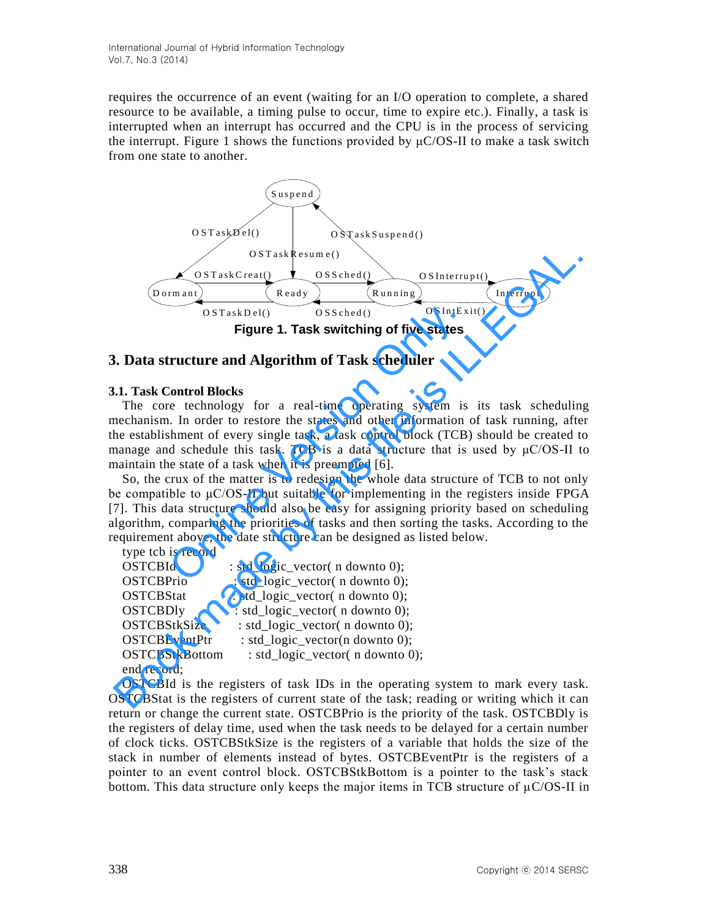requires the occurrence of an event (waiting for an I/O operation to complete, a shared resource to be available, a timing pulse to occur, time to expire etc.). Finally, a task is interrupted when an interrupt has occurred and the CPU is in the process of servicing the interrupt. Figure 1 shows the functions provided by μC/OS-II to make a task switch from one state to another.

Suspend
OSTaskDel()
OSTaskResume()
OSTaskSuspend()
OSTaskCreat()
OSSched()
OSInterrupt()
Dormant
Ready
Running
Interrupt
OSTaskDel()
OSSched()
OSIntExit()

**Figure 1. Task switching of five states**

## 3. Data structure and Algorithm of Task scheduler

### 3.1. Task Control Blocks

The core technology for a real-time operating system is its task scheduling mechanism. In order to restore the states and other information of task running, after the establishment of every single task, a task control block (TCB) should be created to manage and schedule this task. TCB is a data structure that is used by μC/OS-II to maintain the state of a task when it is preempted [6].

So, the crux of the matter is to redesign the whole data structure of TCB to not only be compatible to μC/OS-II but suitable for implementing in the registers inside FPGA [7]. This data structure should also be easy for assigning priority based on scheduling algorithm, comparing the priorities of tasks and then sorting the tasks. According to the requirement above, the date structure can be designed as listed below.

```
type tcb is record
OSTCBId              : std_logic_vector( n downto 0);
OSTCBPrio            : std_logic_vector( n downto 0);
OSTCBStat            : std_logic_vector( n downto 0);
OSTCBDly             : std_logic_vector( n downto 0);
OSTCBStkSize         : std_logic_vector( n downto 0);
OSTCBEventPtr        : std_logic_vector(n downto 0);
OSTCBStkBottom       : std_logic_vector( n downto 0);
end record;
```

OSTCBId is the registers of task IDs in the operating system to mark every task. OSTCBStat is the registers of current state of the task; reading or writing which it can return or change the current state. OSTCBPrio is the priority of the task. OSTCBDly is the registers of delay time, used when the task needs to be delayed for a certain number of clock ticks. OSTCBStkSize is the registers of a variable that holds the size of the stack in number of elements instead of bytes. OSTCBEventPtr is the registers of a pointer to an event control block. OSTCBStkBottom is a pointer to the task's stack bottom. This data structure only keeps the major items in TCB structure of μC/OS-II in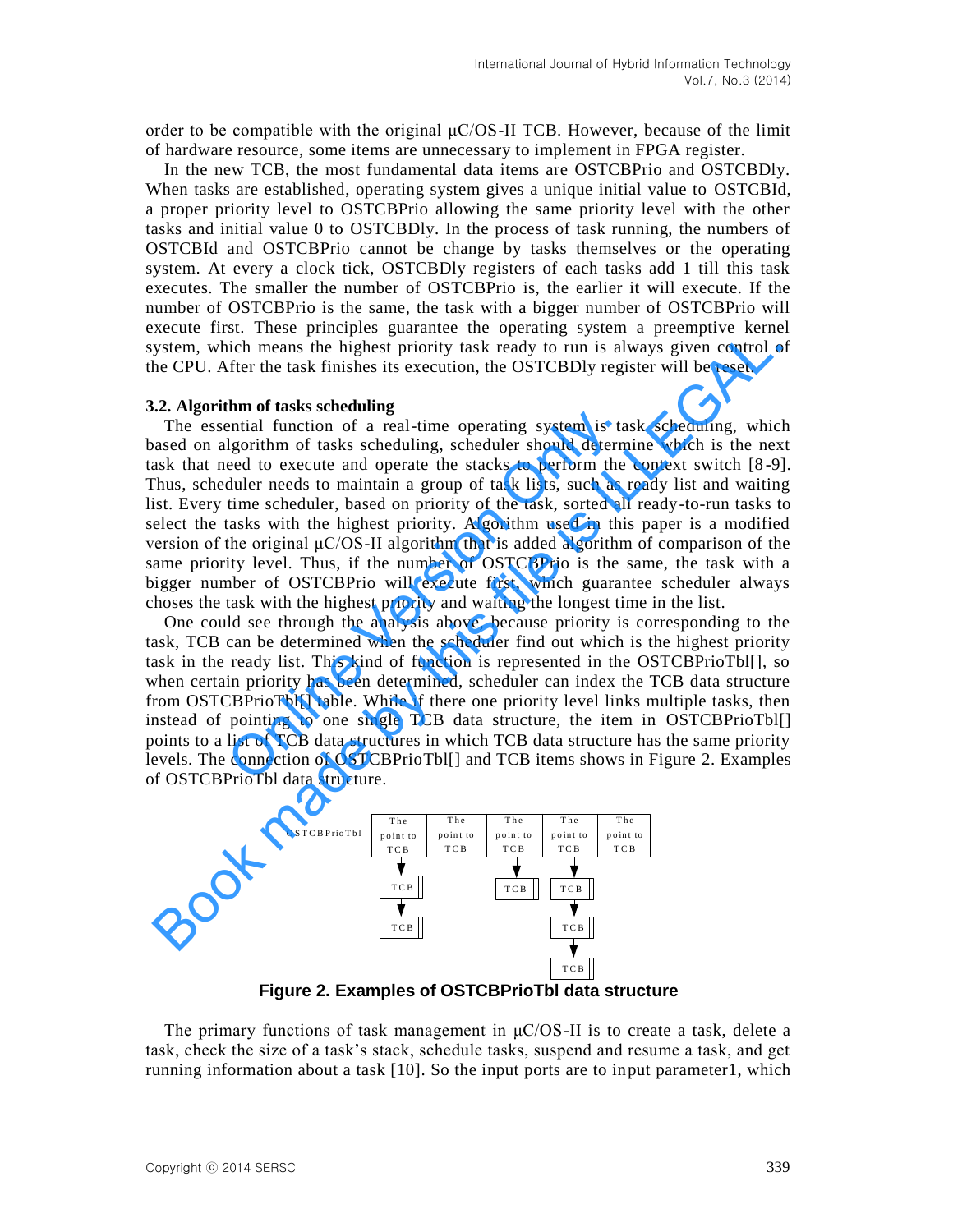order to be compatible with the original μC/OS-II TCB. However, because of the limit of hardware resource, some items are unnecessary to implement in FPGA register.

In the new TCB, the most fundamental data items are OSTCBPrio and OSTCBDly. When tasks are established, operating system gives a unique initial value to OSTCBId, a proper priority level to OSTCBPrio allowing the same priority level with the other tasks and initial value 0 to OSTCBDly. In the process of task running, the numbers of OSTCBId and OSTCBPrio cannot be change by tasks themselves or the operating system. At every a clock tick, OSTCBDly registers of each tasks add 1 till this task executes. The smaller the number of OSTCBPrio is, the earlier it will execute. If the number of OSTCBPrio is the same, the task with a bigger number of OSTCBPrio will execute first. These principles guarantee the operating system a preemptive kernel system, which means the highest priority task ready to run is always given control of the CPU. After the task finishes its execution, the OSTCBDly register will be reset.

### 3.2. Algorithm of tasks scheduling

The essential function of a real-time operating system is task scheduling, which based on algorithm of tasks scheduling, scheduler should determine which is the next task that need to execute and operate the stacks to perform the context switch [8-9]. Thus, scheduler needs to maintain a group of task lists, such as ready list and waiting list. Every time scheduler, based on priority of the task, sorted all ready-to-run tasks to select the tasks with the highest priority. Algorithm used in this paper is a modified version of the original μC/OS-II algorithm that is added algorithm of comparison of the same priority level. Thus, if the number of OSTCBPrio is the same, the task with a bigger number of OSTCBPrio will execute first, which guarantee scheduler always choses the task with the highest priority and waiting the longest time in the list.

One could see through the analysis above, because priority is corresponding to the task, TCB can be determined when the scheduler find out which is the highest priority task in the ready list. This kind of function is represented in the OSTCBPrioTbl[], so when certain priority has been determined, scheduler can index the TCB data structure from OSTCBPrioTbl[] table. While if there one priority level links multiple tasks, then instead of pointing to one single TCB data structure, the item in OSTCBPrioTbl[] points to a list of TCB data structures in which TCB data structure has the same priority levels. The connection of OSTCBPrioTbl[] and TCB items shows in Figure 2. Examples of OSTCBPrioTbl data structure.

OSTCBPrioTbl

The point to TCB | The point to TCB | The point to TCB | The point to TCB | The point to TCB

TCB

TCB

**Figure 2. Examples of OSTCBPrioTbl data structure**

The primary functions of task management in μC/OS-II is to create a task, delete a task, check the size of a task's stack, schedule tasks, suspend and resume a task, and get running information about a task [10]. So the input ports are to input parameter1, which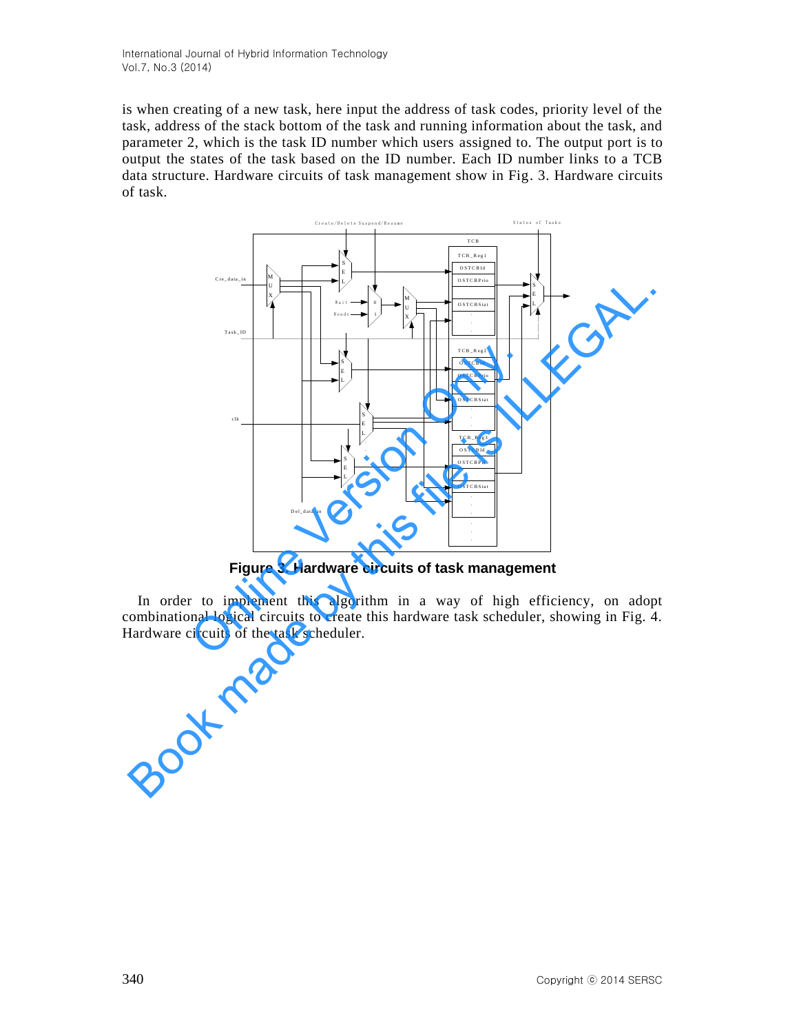is when creating of a new task, here input the address of task codes, priority level of the task, address of the stack bottom of the task and running information about the task, and parameter 2, which is the task ID number which users assigned to. The output port is to output the states of the task based on the ID number. Each ID number links to a TCB data structure. Hardware circuits of task management show in Fig. 3. Hardware circuits of task.

Create/Delete Suspend/Resume

States of Tasks

TCB

TCB_Reg1

OSTCBId

OSTCBPrio

OSTCBStat

TCB_Reg2

OSTCBId

OSTCBPrio

OSTCBStat

TCB_Reg3

OSTCBId

OSTCBPrio

OSTCBStat

Cre_data_in

Task_ID

clk

Del_data_in

Wait

Ready

MUX

SEL

**Figure 3. Hardware circuits of task management**

In order to implement this algorithm in a way of high efficiency, on adopt combinational logical circuits to create this hardware task scheduler, showing in Fig. 4. Hardware circuits of the task scheduler.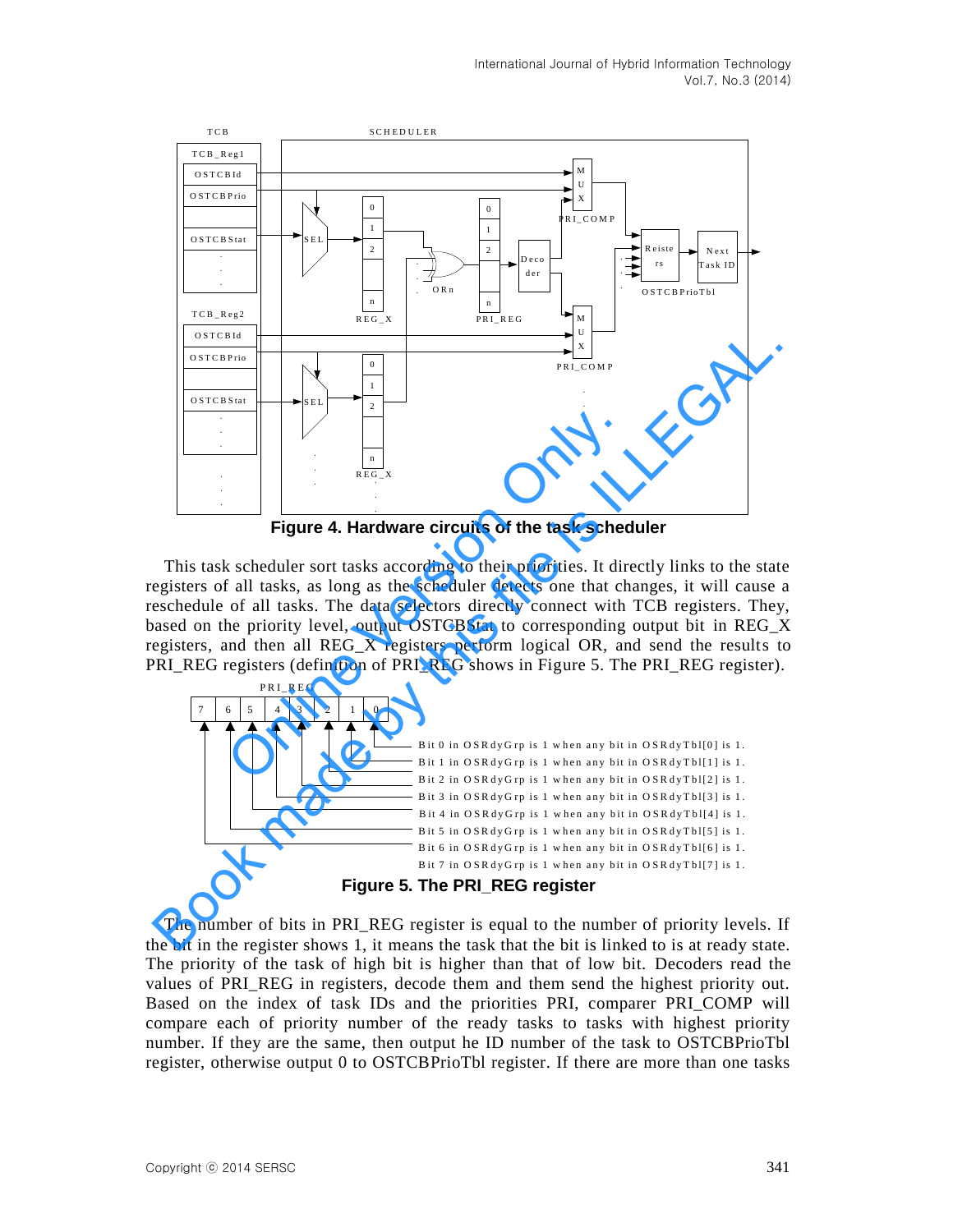TCB

SCHEDULER

TCB_Reg1

OSTCBId

OSTCBPrio

OSTCBStat

SEL

REG_X

ORn

PRI_REG

Decoder

MUX

PRI_COMP

Reisters

Next Task ID

OSTCBPrioTbl

TCB_Reg2

OSTCBId

OSTCBPrio

OSTCBStat

SEL

REG_X

MUX

PRI_COMP

**Figure 4. Hardware circuits of the task scheduler**

This task scheduler sort tasks according to their priorities. It directly links to the state registers of all tasks, as long as the scheduler detects one that changes, it will cause a reschedule of all tasks. The data selectors directly connect with TCB registers. They, based on the priority level, output OSTCBStat to corresponding output bit in REG_X registers, and then all REG_X registers perform logical OR, and send the results to PRI_REG registers (definition of PRI_REG shows in Figure 5. The PRI_REG register).

PRI_REG

7 6 5 4 3 2 1 0

Bit 0 in OSRdyGrp is 1 when any bit in OSRdyTbl[0] is 1.

Bit 1 in OSRdyGrp is 1 when any bit in OSRdyTbl[1] is 1.

Bit 2 in OSRdyGrp is 1 when any bit in OSRdyTbl[2] is 1.

Bit 3 in OSRdyGrp is 1 when any bit in OSRdyTbl[3] is 1.

Bit 4 in OSRdyGrp is 1 when any bit in OSRdyTbl[4] is 1.

Bit 5 in OSRdyGrp is 1 when any bit in OSRdyTbl[5] is 1.

Bit 6 in OSRdyGrp is 1 when any bit in OSRdyTbl[6] is 1.

Bit 7 in OSRdyGrp is 1 when any bit in OSRdyTbl[7] is 1.

**Figure 5. The PRI_REG register**

The number of bits in PRI_REG register is equal to the number of priority levels. If the bit in the register shows 1, it means the task that the bit is linked to is at ready state. The priority of the task of high bit is higher than that of low bit. Decoders read the values of PRI_REG in registers, decode them and them send the highest priority out. Based on the index of task IDs and the priorities PRI, comparer PRI_COMP will compare each of priority number of the ready tasks to tasks with highest priority number. If they are the same, then output he ID number of the task to OSTCBPrioTbl register, otherwise output 0 to OSTCBPrioTbl register. If there are more than one tasks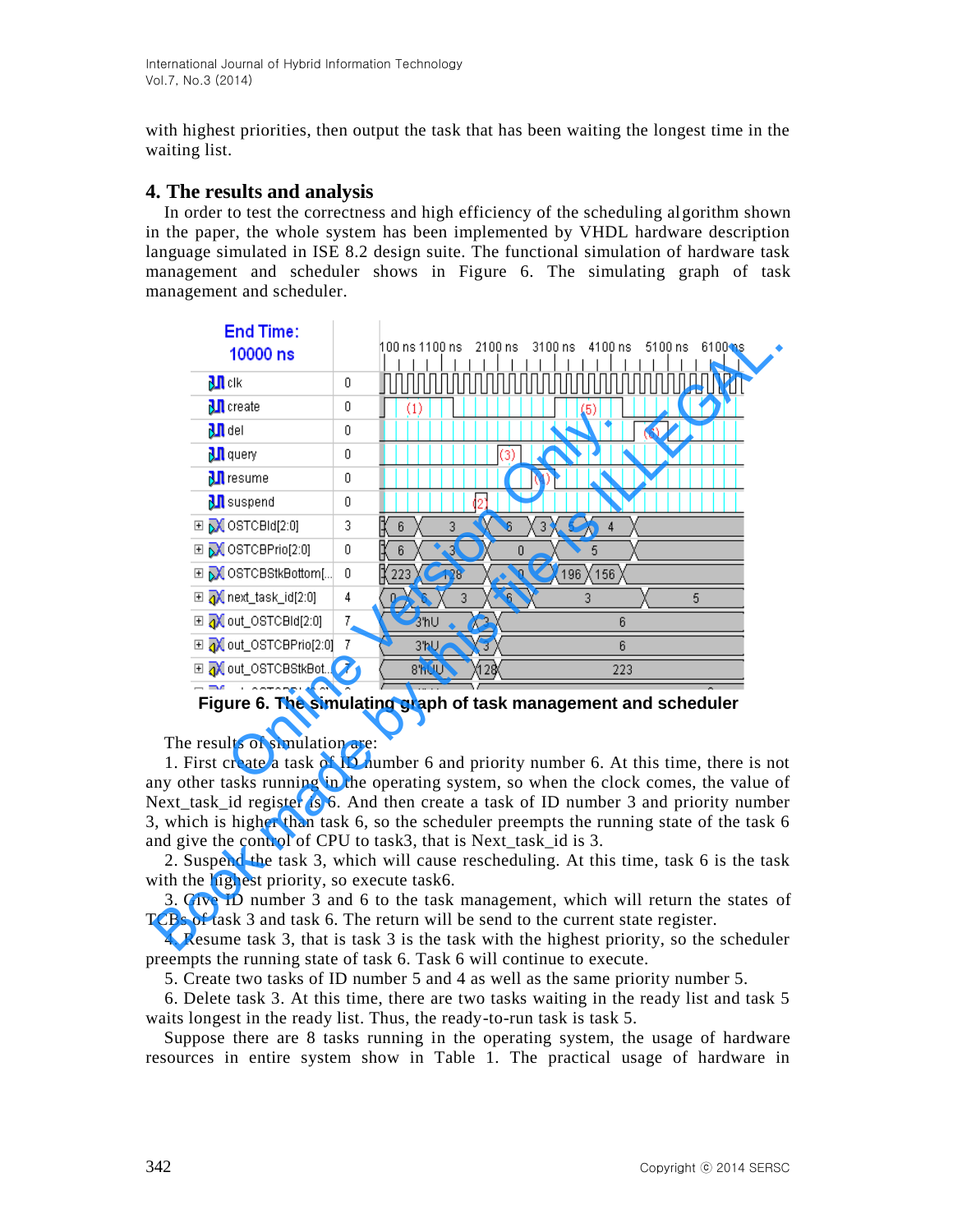with highest priorities, then output the task that has been waiting the longest time in the waiting list.

## 4. The results and analysis

In order to test the correctness and high efficiency of the scheduling algorithm shown in the paper, the whole system has been implemented by VHDL hardware description language simulated in ISE 8.2 design suite. The functional simulation of hardware task management and scheduler shows in Figure 6. The simulating graph of task management and scheduler.

End Time:
10000 ns

100 ns 1100 ns 2100 ns 3100 ns 4100 ns 5100 ns 6100 ns

clk 0
create 0
del 0
query 0
resume 0
suspend 0
OSTCBId[2:0] 3
OSTCBPrio[2:0] 0
OSTCBStkBottom[... 0
next_task_id[2:0] 4
out_OSTCBId[2:0] 7
out_OSTCBPrio[2:0] 7
out_OSTCBStkBot... 7

(1) (2) (3) (4) (5) (6)

**Figure 6. The simulating graph of task management and scheduler**

The results of simulation are:

1. First create a task of ID number 6 and priority number 6. At this time, there is not any other tasks running in the operating system, so when the clock comes, the value of Next_task_id register is 6. And then create a task of ID number 3 and priority number 3, which is higher than task 6, so the scheduler preempts the running state of the task 6 and give the control of CPU to task3, that is Next_task_id is 3.

2. Suspend the task 3, which will cause rescheduling. At this time, task 6 is the task with the highest priority, so execute task6.

3. Give ID number 3 and 6 to the task management, which will return the states of TCBs of task 3 and task 6. The return will be send to the current state register.

4. Resume task 3, that is task 3 is the task with the highest priority, so the scheduler preempts the running state of task 6. Task 6 will continue to execute.

5. Create two tasks of ID number 5 and 4 as well as the same priority number 5.

6. Delete task 3. At this time, there are two tasks waiting in the ready list and task 5 waits longest in the ready list. Thus, the ready-to-run task is task 5.

Suppose there are 8 tasks running in the operating system, the usage of hardware resources in entire system show in Table 1. The practical usage of hardware in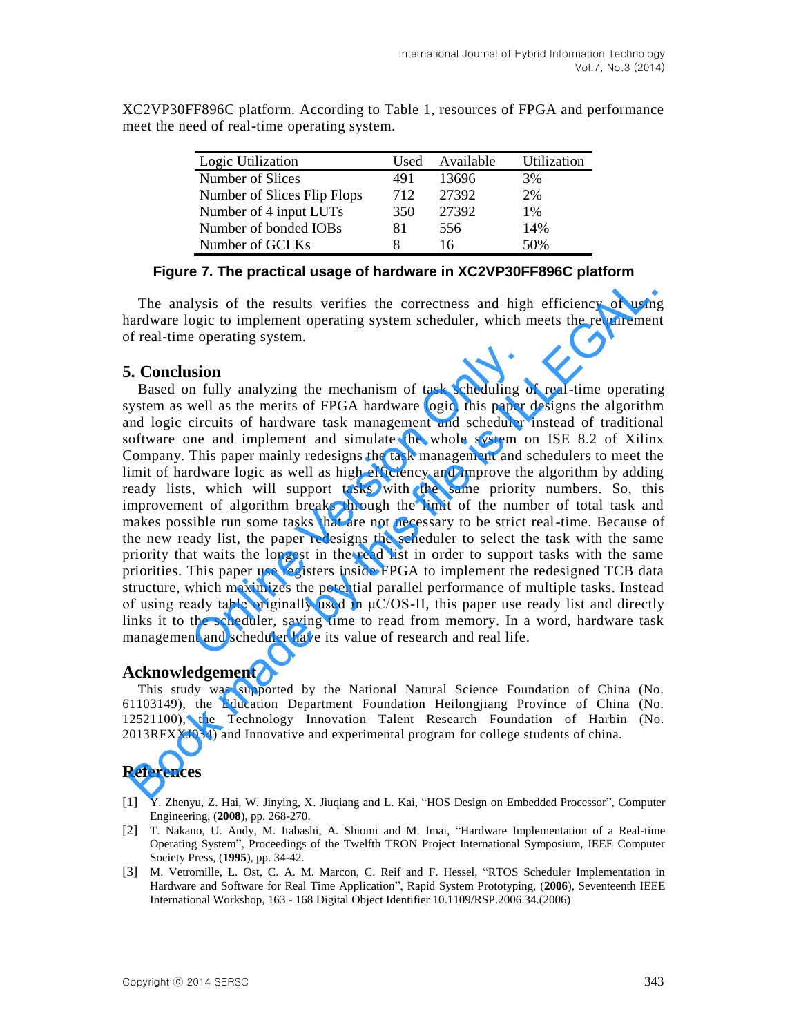XC2VP30FF896C platform. According to Table 1, resources of FPGA and performance meet the need of real-time operating system.

| Logic Utilization | Used | Available | Utilization |
|---|---|---|---|
| Number of Slices | 491 | 13696 | 3% |
| Number of Slices Flip Flops | 712 | 27392 | 2% |
| Number of 4 input LUTs | 350 | 27392 | 1% |
| Number of bonded IOBs | 81 | 556 | 14% |
| Number of GCLKs | 8 | 16 | 50% |

**Figure 7. The practical usage of hardware in XC2VP30FF896C platform**

The analysis of the results verifies the correctness and high efficiency of using hardware logic to implement operating system scheduler, which meets the requirement of real-time operating system.

## 5. Conclusion

Based on fully analyzing the mechanism of task scheduling of real-time operating system as well as the merits of FPGA hardware logic, this paper designs the algorithm and logic circuits of hardware task management and scheduler instead of traditional software one and implement and simulate the whole system on ISE 8.2 of Xilinx Company. This paper mainly redesigns the task management and schedulers to meet the limit of hardware logic as well as high efficiency and improve the algorithm by adding ready lists, which will support tasks with the same priority numbers. So, this improvement of algorithm breaks through the limit of the number of total task and makes possible run some tasks that are not necessary to be strict real-time. Because of the new ready list, the paper redesigns the scheduler to select the task with the same priority that waits the longest in the read list in order to support tasks with the same priorities. This paper use registers inside FPGA to implement the redesigned TCB data structure, which maximizes the potential parallel performance of multiple tasks. Instead of using ready table originally used in μC/OS-II, this paper use ready list and directly links it to the scheduler, saving time to read from memory. In a word, hardware task management and scheduler have its value of research and real life.

## Acknowledgement

This study was supported by the National Natural Science Foundation of China (No. 61103149), the Education Department Foundation Heilongjiang Province of China (No. 12521100), the Technology Innovation Talent Research Foundation of Harbin (No. 2013RFXXJ034) and Innovative and experimental program for college students of china.

## References

[1] Y. Zhenyu, Z. Hai, W. Jinying, X. Jiuqiang and L. Kai, "HOS Design on Embedded Processor", Computer Engineering, (**2008**), pp. 268-270.

[2] T. Nakano, U. Andy, M. Itabashi, A. Shiomi and M. Imai, "Hardware Implementation of a Real-time Operating System", Proceedings of the Twelfth TRON Project International Symposium, IEEE Computer Society Press, (**1995**), pp. 34-42.

[3] M. Vetromille, L. Ost, C. A. M. Marcon, C. Reif and F. Hessel, "RTOS Scheduler Implementation in Hardware and Software for Real Time Application", Rapid System Prototyping, (**2006**), Seventeenth IEEE International Workshop, 163 - 168 Digital Object Identifier 10.1109/RSP.2006.34.(2006)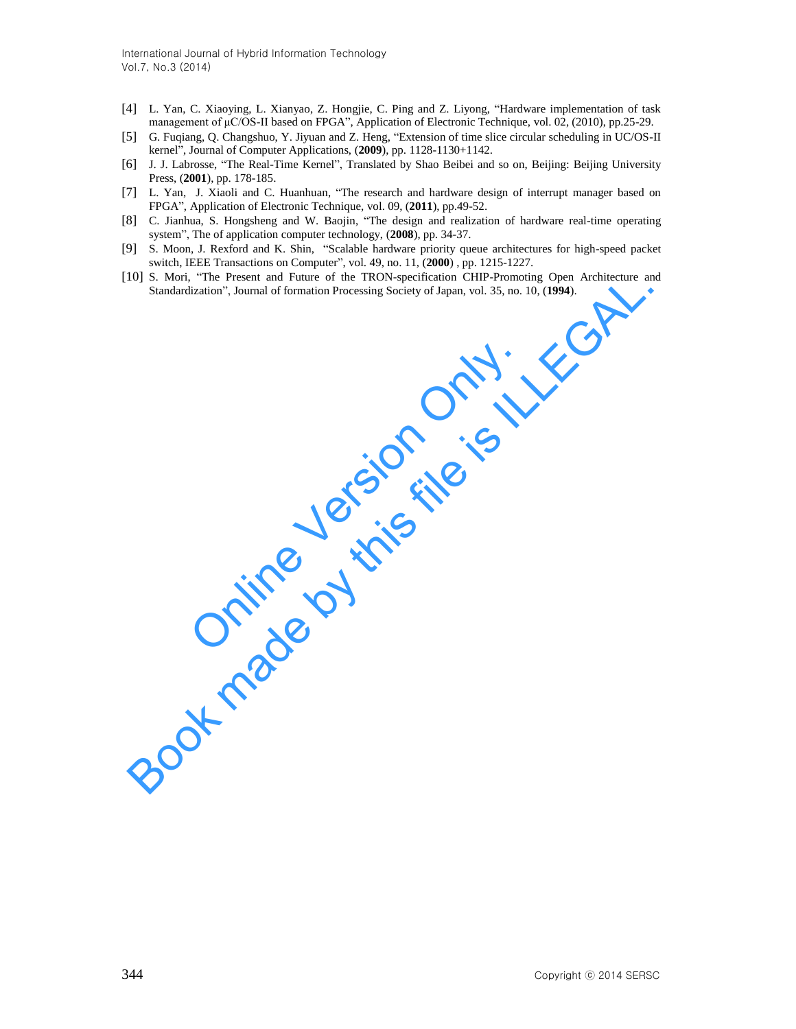[4] L. Yan, C. Xiaoying, L. Xianyao, Z. Hongjie, C. Ping and Z. Liyong, "Hardware implementation of task management of μC/OS-II based on FPGA", Application of Electronic Technique, vol. 02, (2010), pp.25-29.

[5] G. Fuqiang, Q. Changshuo, Y. Jiyuan and Z. Heng, "Extension of time slice circular scheduling in UC/OS-II kernel", Journal of Computer Applications, (**2009**), pp. 1128-1130+1142.

[6] J. J. Labrosse, "The Real-Time Kernel", Translated by Shao Beibei and so on, Beijing: Beijing University Press, (**2001**), pp. 178-185.

[7] L. Yan, J. Xiaoli and C. Huanhuan, "The research and hardware design of interrupt manager based on FPGA", Application of Electronic Technique, vol. 09, (**2011**), pp.49-52.

[8] C. Jianhua, S. Hongsheng and W. Baojin, "The design and realization of hardware real-time operating system", The of application computer technology, (**2008**), pp. 34-37.

[9] S. Moon, J. Rexford and K. Shin, "Scalable hardware priority queue architectures for high-speed packet switch, IEEE Transactions on Computer", vol. 49, no. 11, (**2000**) , pp. 1215-1227.

[10] S. Mori, "The Present and Future of the TRON-specification CHIP-Promoting Open Architecture and Standardization", Journal of formation Processing Society of Japan, vol. 35, no. 10, (**1994**).